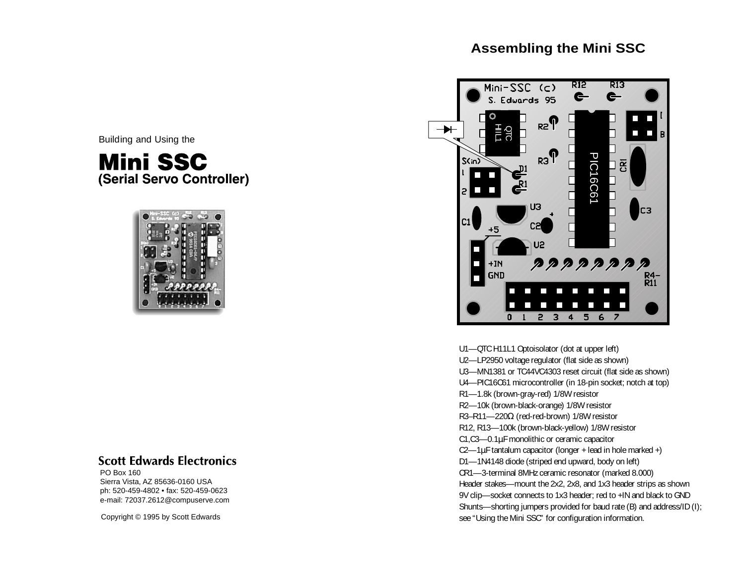Building and Using the

# Mini SSC
## (Serial Servo Controller)

**Scott Edwards Electronics**

PO Box 160
Sierra Vista, AZ 85636-0160 USA
ph: 520-459-4802 • fax: 520-459-0623
e-mail: 72037.2612@compuserve.com

Copyright © 1995 by Scott Edwards

## Assembling the Mini SSC

U1—QTC H11L1 Optoisolator (dot at upper left)
U2—LP2950 voltage regulator (flat side as shown)
U3—MN1381 or TC44VC4303 reset circuit (flat side as shown)
U4—PIC16C61 microcontroller (in 18-pin socket; notch at top)
R1—1.8k (brown-gray-red) 1/8W resistor
R2—10k (brown-black-orange) 1/8W resistor
R3–R11—220Ω (red-red-brown) 1/8W resistor
R12, R13—100k (brown-black-yellow) 1/8W resistor
C1,C3—0.1µF monolithic or ceramic capacitor
C2—1µF tantalum capacitor (longer + lead in hole marked +)
D1—1N4148 diode (striped end upward, body on left)
CR1—3-terminal 8MHz ceramic resonator (marked 8.000)
Header stakes—mount the 2x2, 2x8, and 1x3 header strips as shown
9V clip—socket connects to 1x3 header; red to +IN and black to GND
Shunts—shorting jumpers provided for baud rate (B) and address/ID (I); see "Using the Mini SSC" for configuration information.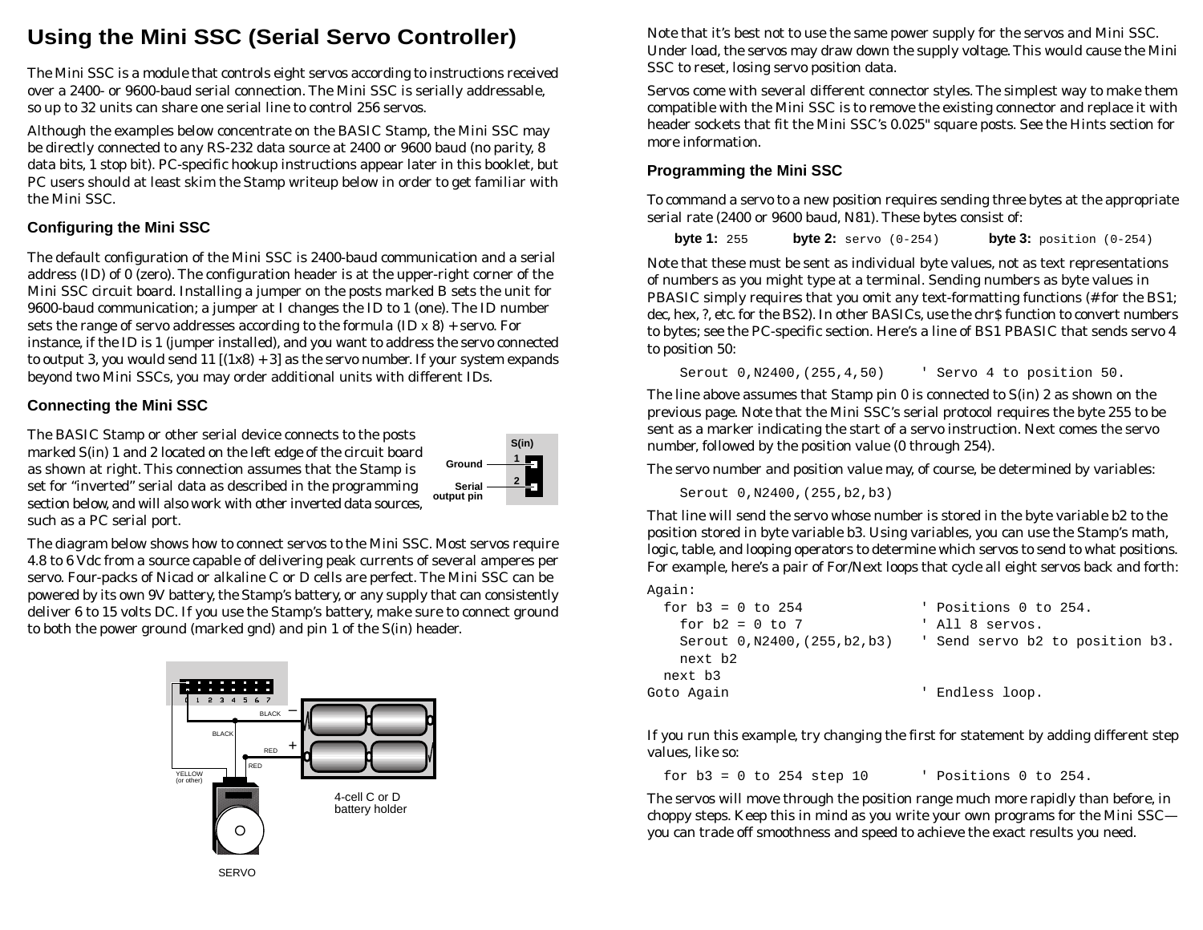# Using the Mini SSC (Serial Servo Controller)

The Mini SSC is a module that controls eight servos according to instructions received over a 2400- or 9600-baud serial connection. The Mini SSC is serially addressable, so up to 32 units can share one serial line to control 256 servos.

Although the examples below concentrate on the BASIC Stamp, the Mini SSC may be directly connected to any RS-232 data source at 2400 or 9600 baud (no parity, 8 data bits, 1 stop bit). PC-specific hookup instructions appear later in this booklet, but PC users should at least skim the Stamp writeup below in order to get familiar with the Mini SSC.

## Configuring the Mini SSC

The default configuration of the Mini SSC is 2400-baud communication and a serial address (ID) of 0 (zero). The configuration header is at the upper-right corner of the Mini SSC circuit board. Installing a jumper on the posts marked B sets the unit for 9600-baud communication; a jumper at I changes the ID to 1 (one). The ID number sets the range of servo addresses according to the formula (ID x 8) + servo. For instance, if the ID is 1 (jumper installed), and you want to address the servo connected to output 3, you would send 11 [(1x8) + 3] as the servo number. If your system expands beyond two Mini SSCs, you may order additional units with different IDs.

## Connecting the Mini SSC

The BASIC Stamp or other serial device connects to the posts marked S(in) 1 and 2 located on the left edge of the circuit board as shown at right. This connection assumes that the Stamp is set for “inverted” serial data as described in the programming section below, and will also work with other inverted data sources, such as a PC serial port.

S(in)
Ground — 1
Serial output pin — 2

The diagram below shows how to connect servos to the Mini SSC. Most servos require 4.8 to 6 Vdc from a source capable of delivering peak currents of several amperes per servo. Four-packs of Nicad or alkaline C or D cells are perfect. The Mini SSC can be powered by its own 9V battery, the Stamp’s battery, or any supply that can consistently deliver 6 to 15 volts DC. If you use the Stamp’s battery, make sure to connect ground to both the power ground (marked gnd) and pin 1 of the S(in) header.

0 1 2 3 4 5 6 7 — BLACK, BLACK, RED, RED, YELLOW (or other) — 4-cell C or D battery holder — SERVO

Note that it’s best not to use the same power supply for the servos and Mini SSC. Under load, the servos may draw down the supply voltage. This would cause the Mini SSC to reset, losing servo position data.

Servos come with several different connector styles. The simplest way to make them compatible with the Mini SSC is to remove the existing connector and replace it with header sockets that fit the Mini SSC’s 0.025" square posts. See the Hints section for more information.

## Programming the Mini SSC

To command a servo to a new position requires sending three bytes at the appropriate serial rate (2400 or 9600 baud, N81). These bytes consist of:

**byte 1:** `255` **byte 2:** `servo (0-254)` **byte 3:** `position (0-254)`

Note that these must be sent as individual byte values, not as text representations of numbers as you might type at a terminal. Sending numbers as byte values in PBASIC simply requires that you omit any text-formatting functions (# for the BS1; dec, hex, ?, etc. for the BS2). In other BASICs, use the chr$ function to convert numbers to bytes; see the PC-specific section. Here’s a line of BS1 PBASIC that sends servo 4 to position 50:

```
Serout 0,N2400,(255,4,50)     ' Servo 4 to position 50.
```

The line above assumes that Stamp pin 0 is connected to S(in) 2 as shown on the previous page. Note that the Mini SSC’s serial protocol requires the byte 255 to be sent as a marker indicating the start of a servo instruction. Next comes the servo number, followed by the position value (0 through 254).

The servo number and position value may, of course, be determined by variables:

```
Serout 0,N2400,(255,b2,b3)
```

That line will send the servo whose number is stored in the byte variable b2 to the position stored in byte variable b3. Using variables, you can use the Stamp’s math, logic, table, and looping operators to determine which servos to send to what positions. For example, here’s a pair of For/Next loops that cycle all eight servos back and forth:

```
Again:
  for b3 = 0 to 254              ' Positions 0 to 254.
    for b2 = 0 to 7              ' All 8 servos.
    Serout 0,N2400,(255,b2,b3)   ' Send servo b2 to position b3.
    next b2
  next b3
Goto Again                       ' Endless loop.
```

If you run this example, try changing the first for statement by adding different step values, like so:

```
  for b3 = 0 to 254 step 10      ' Positions 0 to 254.
```

The servos will move through the position range much more rapidly than before, in choppy steps. Keep this in mind as you write your own programs for the Mini SSC—you can trade off smoothness and speed to achieve the exact results you need.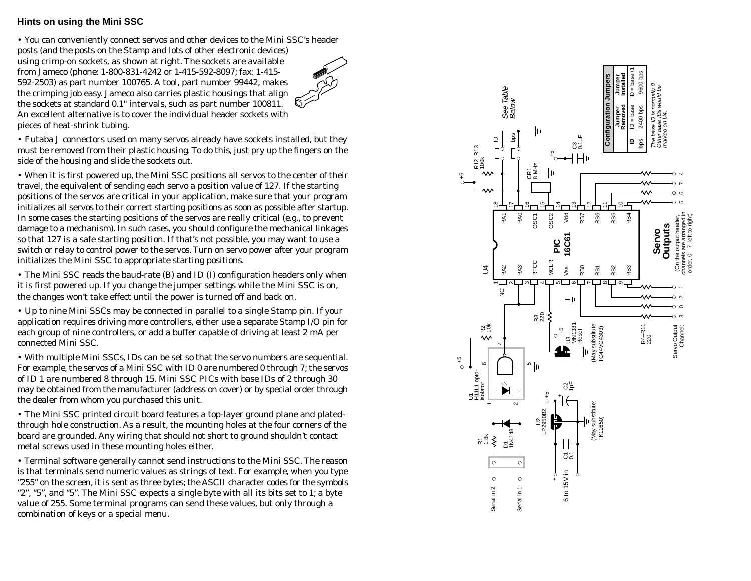## Hints on using the Mini SSC

• You can conveniently connect servos and other devices to the Mini SSC's header posts (and the posts on the Stamp and lots of other electronic devices) using crimp-on sockets, as shown at right. The sockets are available from Jameco (phone: 1-800-831-4242 or 1-415-592-8097; fax: 1-415-592-2503) as part number 100765. A tool, part number 99442, makes the crimping job easy. Jameco also carries plastic housings that align the sockets at standard 0.1" intervals, such as part number 100811. An excellent alternative is to cover the individual header sockets with pieces of heat-shrink tubing.

• Futaba J connectors used on many servos already have sockets installed, but they must be removed from their plastic housing. To do this, just pry up the fingers on the side of the housing and slide the sockets out.

• When it is first powered up, the Mini SSC positions all servos to the center of their travel, the equivalent of sending each servo a position value of 127. If the starting positions of the servos are critical in your application, make sure that your program initializes all servos to their correct starting positions as soon as possible after startup. In some cases the starting positions of the servos are really critical (e.g., to prevent damage to a mechanism). In such cases, you should configure the mechanical linkages so that 127 is a safe starting position. If that's not possible, you may want to use a switch or relay to control power to the servos. Turn on servo power after your program initializes the Mini SSC to appropriate starting positions.

• The Mini SSC reads the baud-rate (B) and ID (I) configuration headers only when it is first powered up. If you change the jumper settings while the Mini SSC is on, the changes won't take effect until the power is turned off and back on.

• Up to nine Mini SSCs may be connected in parallel to a single Stamp pin. If your application requires driving more controllers, either use a separate Stamp I/O pin for each group of nine controllers, or add a buffer capable of driving at least 2 mA per connected Mini SSC.

• With multiple Mini SSCs, IDs can be set so that the servo numbers are sequential. For example, the servos of a Mini SSC with ID 0 are numbered 0 through 7; the servos of ID 1 are numbered 8 through 15. Mini SSC PICs with base IDs of 2 through 30 may be obtained from the manufacturer (address on cover) or by special order through the dealer from whom you purchased this unit.

• The Mini SSC printed circuit board features a top-layer ground plane and plated-through hole construction. As a result, the mounting holes at the four corners of the board are grounded. Any wiring that should not short to ground shouldn't contact metal screws used in these mounting holes either.

• Terminal software generally cannot send instructions to the Mini SSC. The reason is that terminals send numeric values as strings of text. For example, when you type "255" on the screen, it is sent as three bytes; the ASCII character codes for the symbols "2", "5", and "5". The Mini SSC expects a single byte with all its bits set to 1; a byte value of 255. Some terminal programs can send these values, but only through a combination of keys or a special menu.

| Configuration Jumpers | Jumper Removed | Jumper Installed |
|---|---|---|
| ID | ID = base | ID = base+1 |
| bps | 2400 bps | 9600 bps |

*The base ID is normally 0. Other base IDs would be marked on U4.*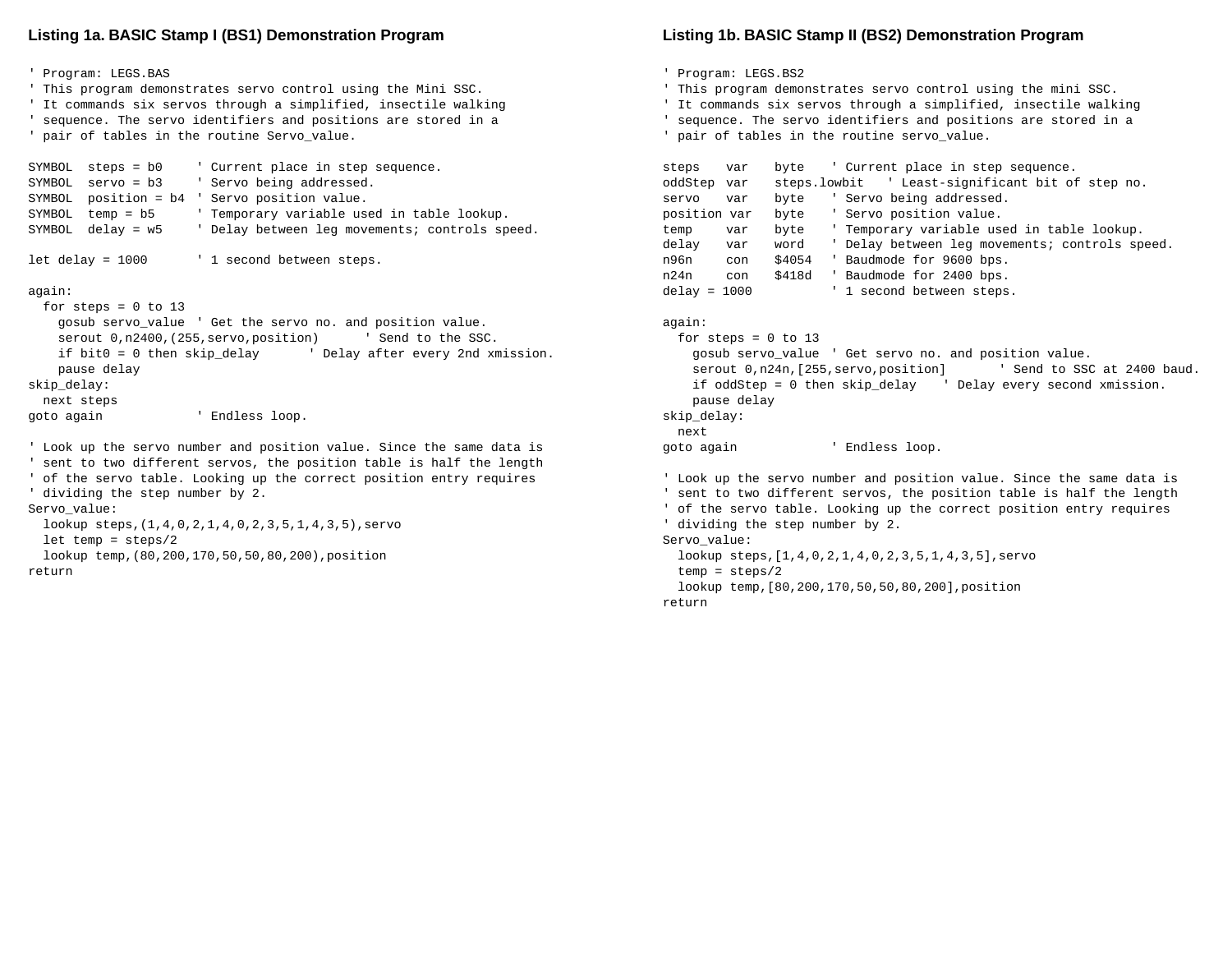### Listing 1a. BASIC Stamp I (BS1) Demonstration Program

```
' Program: LEGS.BAS
' This program demonstrates servo control using the Mini SSC.
' It commands six servos through a simplified, insectile walking
' sequence. The servo identifiers and positions are stored in a
' pair of tables in the routine Servo_value.

SYMBOL  steps = b0    ' Current place in step sequence.
SYMBOL  servo = b3    ' Servo being addressed.
SYMBOL  position = b4 ' Servo position value.
SYMBOL  temp = b5     ' Temporary variable used in table lookup.
SYMBOL  delay = w5    ' Delay between leg movements; controls speed.

let delay = 1000      ' 1 second between steps.

again:
  for steps = 0 to 13
    gosub servo_value  ' Get the servo no. and position value.
    serout 0,n2400,(255,servo,position)      ' Send to the SSC.
    if bit0 = 0 then skip_delay      ' Delay after every 2nd xmission.
    pause delay
skip_delay:
  next steps
goto again            ' Endless loop.

' Look up the servo number and position value. Since the same data is
' sent to two different servos, the position table is half the length
' of the servo table. Looking up the correct position entry requires
' dividing the step number by 2.
Servo_value:
  lookup steps,(1,4,0,2,1,4,0,2,3,5,1,4,3,5),servo
  let temp = steps/2
  lookup temp,(80,200,170,50,50,80,200),position
return
```

### Listing 1b. BASIC Stamp II (BS2) Demonstration Program

```
' Program: LEGS.BS2
' This program demonstrates servo control using the mini SSC.
' It commands six servos through a simplified, insectile walking
' sequence. The servo identifiers and positions are stored in a
' pair of tables in the routine servo_value.

steps    var   byte    ' Current place in step sequence.
oddStep  var   steps.lowbit   ' Least-significant bit of step no.
servo    var   byte    ' Servo being addressed.
position var   byte    ' Servo position value.
temp     var   byte    ' Temporary variable used in table lookup.
delay    var   word    ' Delay between leg movements; controls speed.
n96n     con   $4054   ' Baudmode for 9600 bps.
n24n     con   $418d   ' Baudmode for 2400 bps.
delay = 1000           ' 1 second between steps.

again:
  for steps = 0 to 13
    gosub servo_value  ' Get servo no. and position value.
    serout 0,n24n,[255,servo,position]       ' Send to SSC at 2400 baud.
    if oddStep = 0 then skip_delay    ' Delay every second xmission.
    pause delay
skip_delay:
  next
goto again             ' Endless loop.

' Look up the servo number and position value. Since the same data is
' sent to two different servos, the position table is half the length
' of the servo table. Looking up the correct position entry requires
' dividing the step number by 2.
Servo_value:
  lookup steps,[1,4,0,2,1,4,0,2,3,5,1,4,3,5],servo
  temp = steps/2
  lookup temp,[80,200,170,50,50,80,200],position
return
```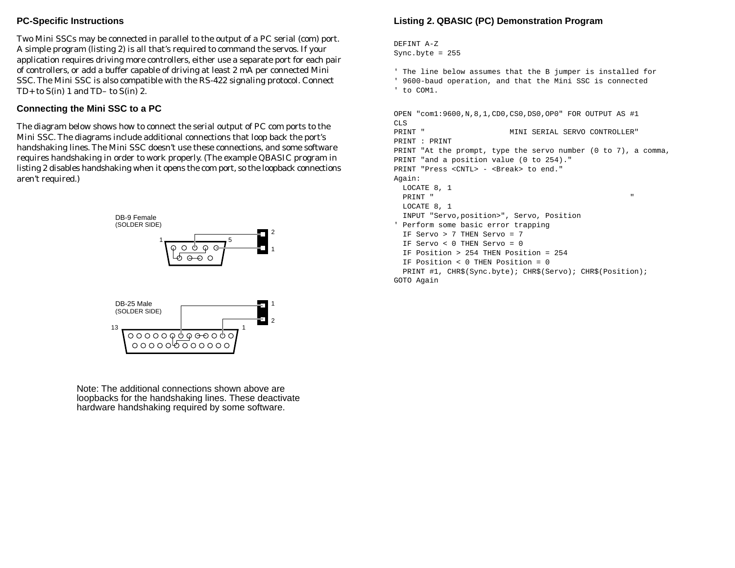## PC-Specific Instructions

Two Mini SSCs may be connected in parallel to the output of a PC serial (com) port. A simple program (listing 2) is all that's required to command the servos. If your application requires driving more controllers, either use a separate port for each pair of controllers, or add a buffer capable of driving at least 2 mA per connected Mini SSC. The Mini SSC is also compatible with the RS-422 signaling protocol. Connect TD+ to S(in) 1 and TD– to S(in) 2.

## Connecting the Mini SSC to a PC

The diagram below shows how to connect the serial output of PC com ports to the Mini SSC. The diagrams include additional connections that loop back the port's handshaking lines. The Mini SSC doesn't use these connections, and some software requires handshaking in order to work properly. (The example QBASIC program in listing 2 disables handshaking when it opens the com port, so the loopback connections aren't required.)

DB-9 Female
(SOLDER SIDE)
1
5
2
1

DB-25 Male
(SOLDER SIDE)
13
1
1
2

Note: The additional connections shown above are loopbacks for the handshaking lines. These deactivate hardware handshaking required by some software.

## Listing 2. QBASIC (PC) Demonstration Program

```
DEFINT A-Z
Sync.byte = 255

' The line below assumes that the B jumper is installed for
' 9600-baud operation, and that the Mini SSC is connected
' to COM1.

OPEN "com1:9600,N,8,1,CD0,CS0,DS0,OP0" FOR OUTPUT AS #1
CLS
PRINT "                   MINI SERIAL SERVO CONTROLLER"
PRINT : PRINT
PRINT "At the prompt, type the servo number (0 to 7), a comma,
PRINT "and a position value (0 to 254)."
PRINT "Press <CNTL> - <Break> to end."
Again:
  LOCATE 8, 1
  PRINT "                                                "
  LOCATE 8, 1
  INPUT "Servo,position>", Servo, Position
' Perform some basic error trapping
  IF Servo > 7 THEN Servo = 7
  IF Servo < 0 THEN Servo = 0
  IF Position > 254 THEN Position = 254
  IF Position < 0 THEN Position = 0
  PRINT #1, CHR$(Sync.byte); CHR$(Servo); CHR$(Position);
GOTO Again
```